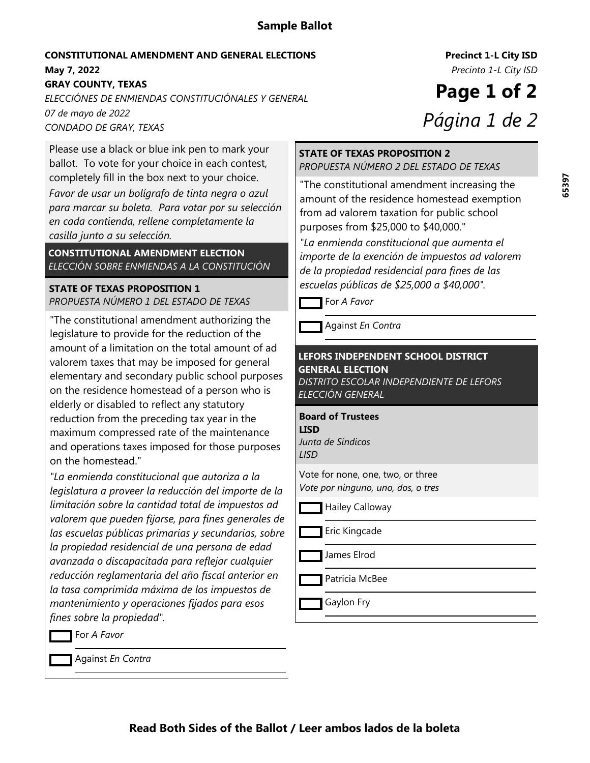# Sample Ballot

**CONSTITUTIONAL AMENDMENT AND GENERAL ELECTIONS**
**May 7, 2022**
**GRAY COUNTY, TEXAS**
*ELECCIÓNES DE ENMIENDAS CONSTITUCIÓNALES Y GENERAL*
*07 de mayo de 2022*
*CONDADO DE GRAY, TEXAS*

**Precinct 1-L City ISD**
*Precinto 1-L City ISD*

Please use a black or blue ink pen to mark your ballot. To vote for your choice in each contest, completely fill in the box next to your choice.

*Favor de usar un bolígrafo de tinta negra o azul para marcar su boleta. Para votar por su selección en cada contienda, rellene completamente la casilla junto a su selección.*

## CONSTITUTIONAL AMENDMENT ELECTION
*ELECCIÓN SOBRE ENMIENDAS A LA CONSTITUCIÓN*

### STATE OF TEXAS PROPOSITION 1
*PROPUESTA NÚMERO 1 DEL ESTADO DE TEXAS*

"The constitutional amendment authorizing the legislature to provide for the reduction of the amount of a limitation on the total amount of ad valorem taxes that may be imposed for general elementary and secondary public school purposes on the residence homestead of a person who is elderly or disabled to reflect any statutory reduction from the preceding tax year in the maximum compressed rate of the maintenance and operations taxes imposed for those purposes on the homestead."

*"La enmienda constitucional que autoriza a la legislatura a proveer la reducción del importe de la limitación sobre la cantidad total de impuestos ad valorem que pueden fijarse, para fines generales de las escuelas públicas primarias y secundarias, sobre la propiedad residencial de una persona de edad avanzada o discapacitada para reflejar cualquier reducción reglamentaria del año fiscal anterior en la tasa comprimida máxima de los impuestos de mantenimiento y operaciones fijados para esos fines sobre la propiedad".*

- ☐ For *A Favor*
- ☐ Against *En Contra*

### STATE OF TEXAS PROPOSITION 2
*PROPUESTA NÚMERO 2 DEL ESTADO DE TEXAS*

"The constitutional amendment increasing the amount of the residence homestead exemption from ad valorem taxation for public school purposes from $25,000 to $40,000."

*"La enmienda constitucional que aumenta el importe de la exención de impuestos ad valorem de la propiedad residencial para fines de las escuelas públicas de $25,000 a $40,000".*

- ☐ For *A Favor*
- ☐ Against *En Contra*

## LEFORS INDEPENDENT SCHOOL DISTRICT GENERAL ELECTION
*DISTRITO ESCOLAR INDEPENDIENTE DE LEFORS ELECCIÓN GENERAL*

### Board of Trustees LISD
*Junta de Síndicos LISD*

Vote for none, one, two, or three
*Vote por ninguno, uno, dos, o tres*

- ☐ Hailey Calloway
- ☐ Eric Kingcade
- ☐ James Elrod
- ☐ Patricia McBee
- ☐ Gaylon Fry

**Read Both Sides of the Ballot / Leer ambos lados de la boleta**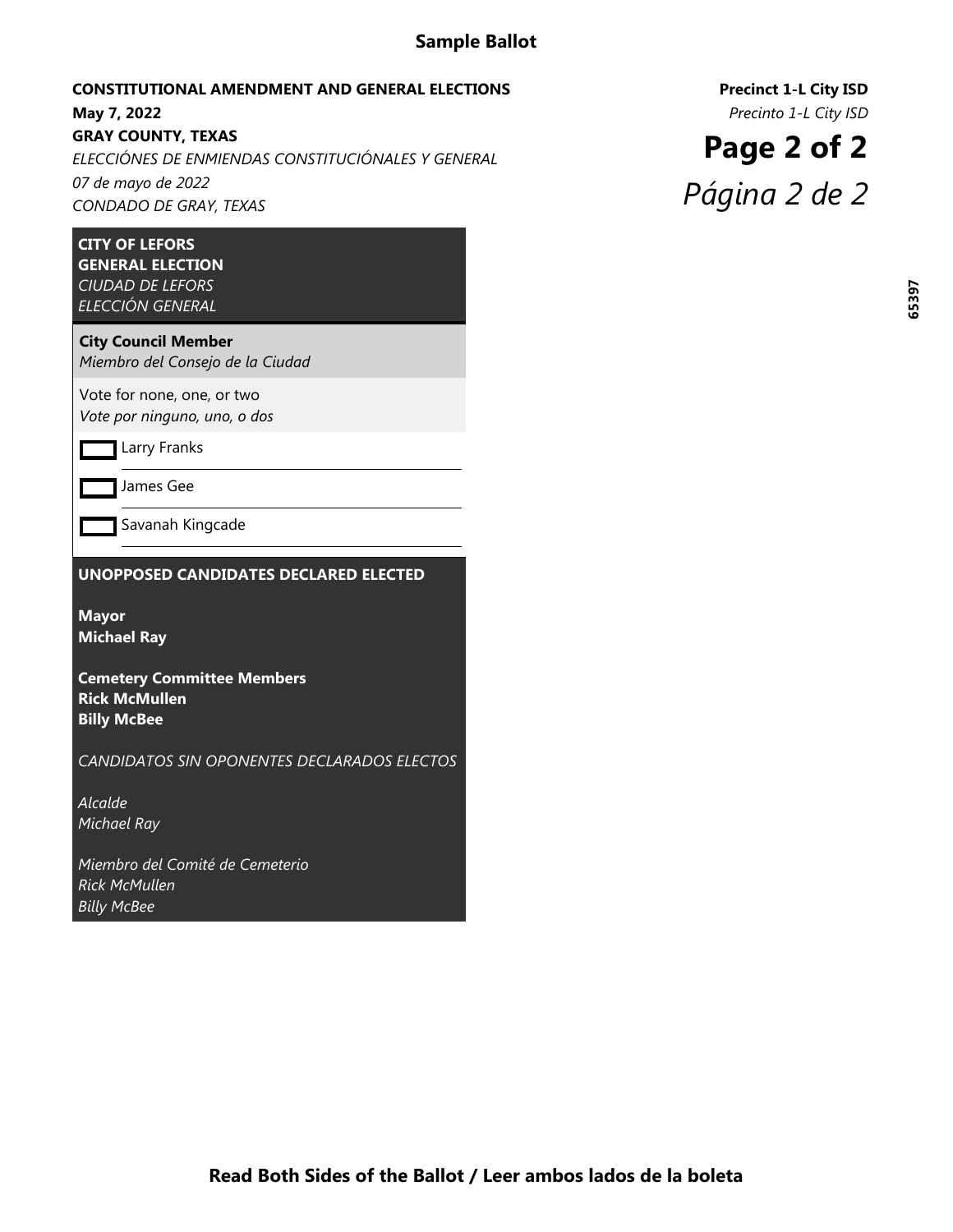**Sample Ballot**

**CONSTITUTIONAL AMENDMENT AND GENERAL ELECTIONS**
**May 7, 2022**
**GRAY COUNTY, TEXAS**
*ELECCIÓNES DE ENMIENDAS CONSTITUCIÓNALES Y GENERAL*
*07 de mayo de 2022*
*CONDADO DE GRAY, TEXAS*

**Precinct 1-L City ISD**
*Precinto 1-L City ISD*

65397

## CITY OF LEFORS GENERAL ELECTION
*CIUDAD DE LEFORS*
*ELECCIÓN GENERAL*

### City Council Member
*Miembro del Consejo de la Ciudad*

Vote for none, one, or two
*Vote por ninguno, uno, o dos*

- ☐ Larry Franks
- ☐ James Gee
- ☐ Savanah Kingcade

### UNOPPOSED CANDIDATES DECLARED ELECTED

**Mayor**
**Michael Ray**

**Cemetery Committee Members**
**Rick McMullen**
**Billy McBee**

*CANDIDATOS SIN OPONENTES DECLARADOS ELECTOS*

*Alcalde*
*Michael Ray*

*Miembro del Comité de Cemeterio*
*Rick McMullen*
*Billy McBee*

**Read Both Sides of the Ballot / Leer ambos lados de la boleta**